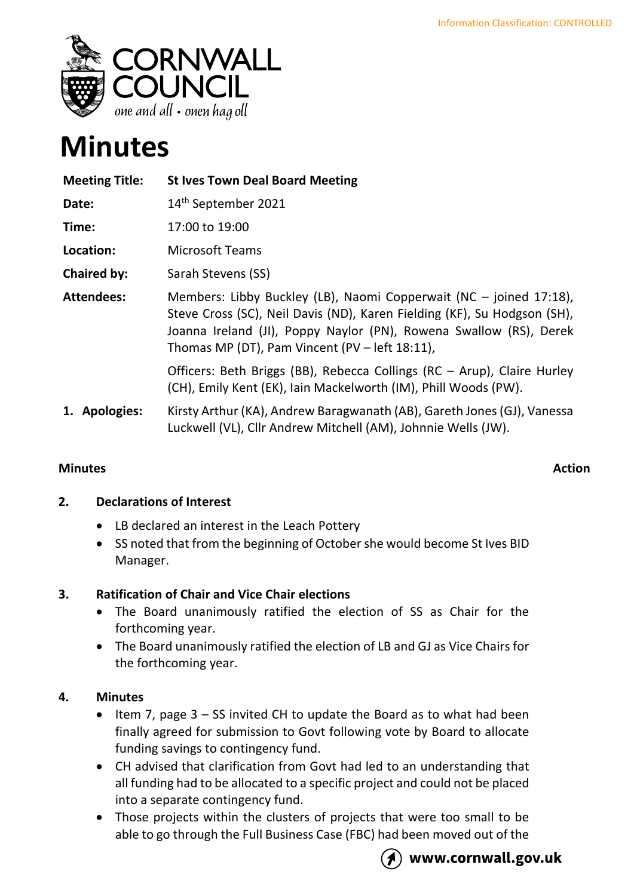Information Classification: CONTROLLED

CORNWALL COUNCIL
*one and all • onen hag oll*

# Minutes

| | |
|---|---|
| **Meeting Title:** | **St Ives Town Deal Board Meeting** |
| **Date:** | 14th September 2021 |
| **Time:** | 17:00 to 19:00 |
| **Location:** | Microsoft Teams |
| **Chaired by:** | Sarah Stevens (SS) |
| **Attendees:** | Members: Libby Buckley (LB), Naomi Copperwait (NC – joined 17:18), Steve Cross (SC), Neil Davis (ND), Karen Fielding (KF), Su Hodgson (SH), Joanna Ireland (JI), Poppy Naylor (PN), Rowena Swallow (RS), Derek Thomas MP (DT), Pam Vincent (PV – left 18:11), |
| | Officers: Beth Briggs (BB), Rebecca Collings (RC – Arup), Claire Hurley (CH), Emily Kent (EK), Iain Mackelworth (IM), Phill Woods (PW). |
| **1. Apologies:** | Kirsty Arthur (KA), Andrew Baragwanath (AB), Gareth Jones (GJ), Vanessa Luckwell (VL), Cllr Andrew Mitchell (AM), Johnnie Wells (JW). |

**Minutes** **Action**

## 2. Declarations of Interest

- LB declared an interest in the Leach Pottery
- SS noted that from the beginning of October she would become St Ives BID Manager.

## 3. Ratification of Chair and Vice Chair elections

- The Board unanimously ratified the election of SS as Chair for the forthcoming year.
- The Board unanimously ratified the election of LB and GJ as Vice Chairs for the forthcoming year.

## 4. Minutes

- Item 7, page 3 – SS invited CH to update the Board as to what had been finally agreed for submission to Govt following vote by Board to allocate funding savings to contingency fund.
- CH advised that clarification from Govt had led to an understanding that all funding had to be allocated to a specific project and could not be placed into a separate contingency fund.
- Those projects within the clusters of projects that were too small to be able to go through the Full Business Case (FBC) had been moved out of the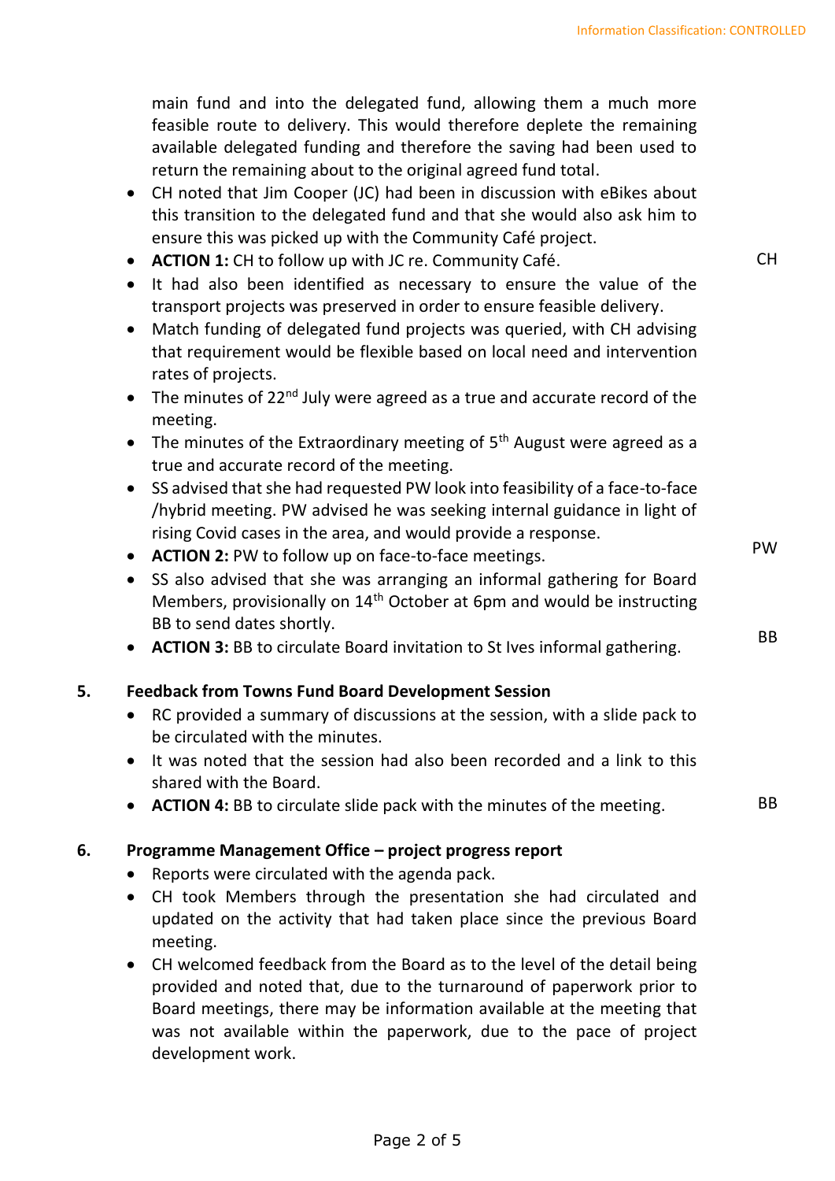main fund and into the delegated fund, allowing them a much more feasible route to delivery. This would therefore deplete the remaining available delegated funding and therefore the saving had been used to return the remaining about to the original agreed fund total.

- CH noted that Jim Cooper (JC) had been in discussion with eBikes about this transition to the delegated fund and that she would also ask him to ensure this was picked up with the Community Café project.
- **ACTION 1:** CH to follow up with JC re. Community Café. — CH
- It had also been identified as necessary to ensure the value of the transport projects was preserved in order to ensure feasible delivery.
- Match funding of delegated fund projects was queried, with CH advising that requirement would be flexible based on local need and intervention rates of projects.
- The minutes of 22nd July were agreed as a true and accurate record of the meeting.
- The minutes of the Extraordinary meeting of 5th August were agreed as a true and accurate record of the meeting.
- SS advised that she had requested PW look into feasibility of a face-to-face /hybrid meeting. PW advised he was seeking internal guidance in light of rising Covid cases in the area, and would provide a response.
- **ACTION 2:** PW to follow up on face-to-face meetings. — PW
- SS also advised that she was arranging an informal gathering for Board Members, provisionally on 14th October at 6pm and would be instructing BB to send dates shortly.
- **ACTION 3:** BB to circulate Board invitation to St Ives informal gathering. — BB

## 5. Feedback from Towns Fund Board Development Session

- RC provided a summary of discussions at the session, with a slide pack to be circulated with the minutes.
- It was noted that the session had also been recorded and a link to this shared with the Board.
- **ACTION 4:** BB to circulate slide pack with the minutes of the meeting. — BB

## 6. Programme Management Office – project progress report

- Reports were circulated with the agenda pack.
- CH took Members through the presentation she had circulated and updated on the activity that had taken place since the previous Board meeting.
- CH welcomed feedback from the Board as to the level of the detail being provided and noted that, due to the turnaround of paperwork prior to Board meetings, there may be information available at the meeting that was not available within the paperwork, due to the pace of project development work.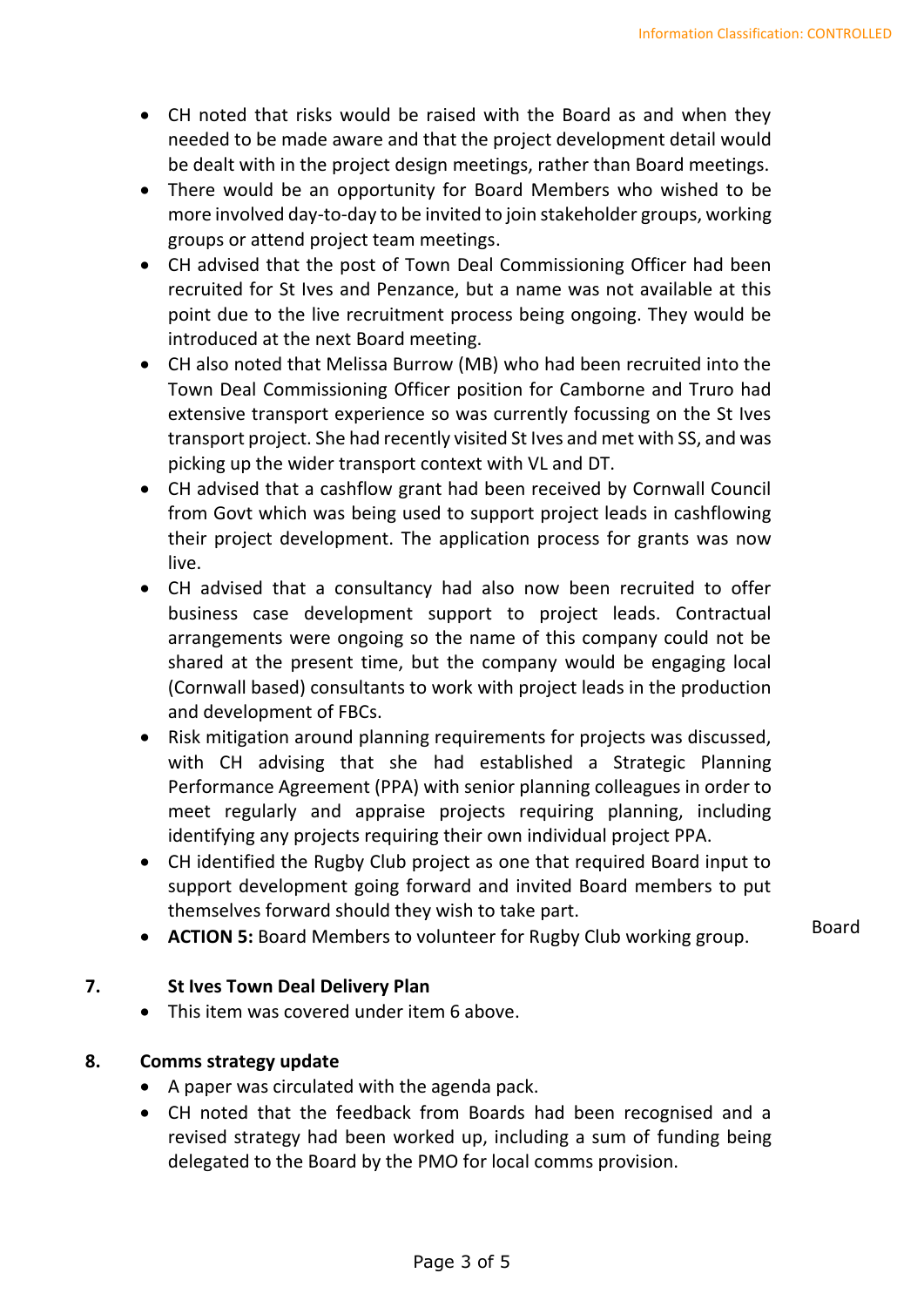- CH noted that risks would be raised with the Board as and when they needed to be made aware and that the project development detail would be dealt with in the project design meetings, rather than Board meetings.
- There would be an opportunity for Board Members who wished to be more involved day-to-day to be invited to join stakeholder groups, working groups or attend project team meetings.
- CH advised that the post of Town Deal Commissioning Officer had been recruited for St Ives and Penzance, but a name was not available at this point due to the live recruitment process being ongoing. They would be introduced at the next Board meeting.
- CH also noted that Melissa Burrow (MB) who had been recruited into the Town Deal Commissioning Officer position for Camborne and Truro had extensive transport experience so was currently focussing on the St Ives transport project. She had recently visited St Ives and met with SS, and was picking up the wider transport context with VL and DT.
- CH advised that a cashflow grant had been received by Cornwall Council from Govt which was being used to support project leads in cashflowing their project development. The application process for grants was now live.
- CH advised that a consultancy had also now been recruited to offer business case development support to project leads. Contractual arrangements were ongoing so the name of this company could not be shared at the present time, but the company would be engaging local (Cornwall based) consultants to work with project leads in the production and development of FBCs.
- Risk mitigation around planning requirements for projects was discussed, with CH advising that she had established a Strategic Planning Performance Agreement (PPA) with senior planning colleagues in order to meet regularly and appraise projects requiring planning, including identifying any projects requiring their own individual project PPA.
- CH identified the Rugby Club project as one that required Board input to support development going forward and invited Board members to put themselves forward should they wish to take part.
- **ACTION 5:** Board Members to volunteer for Rugby Club working group. — Board

**7. St Ives Town Deal Delivery Plan**

- This item was covered under item 6 above.

**8. Comms strategy update**

- A paper was circulated with the agenda pack.
- CH noted that the feedback from Boards had been recognised and a revised strategy had been worked up, including a sum of funding being delegated to the Board by the PMO for local comms provision.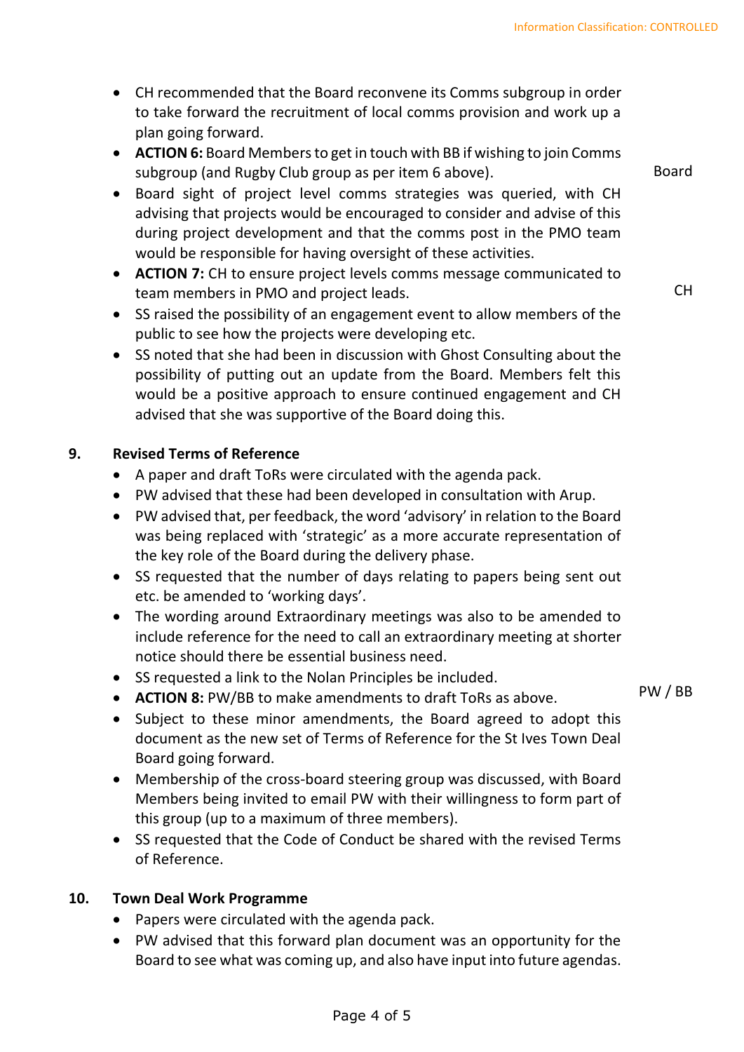- CH recommended that the Board reconvene its Comms subgroup in order to take forward the recruitment of local comms provision and work up a plan going forward.
- **ACTION 6:** Board Members to get in touch with BB if wishing to join Comms subgroup (and Rugby Club group as per item 6 above). — Board
- Board sight of project level comms strategies was queried, with CH advising that projects would be encouraged to consider and advise of this during project development and that the comms post in the PMO team would be responsible for having oversight of these activities.
- **ACTION 7:** CH to ensure project levels comms message communicated to team members in PMO and project leads. — CH
- SS raised the possibility of an engagement event to allow members of the public to see how the projects were developing etc.
- SS noted that she had been in discussion with Ghost Consulting about the possibility of putting out an update from the Board. Members felt this would be a positive approach to ensure continued engagement and CH advised that she was supportive of the Board doing this.

## 9. Revised Terms of Reference

- A paper and draft ToRs were circulated with the agenda pack.
- PW advised that these had been developed in consultation with Arup.
- PW advised that, per feedback, the word 'advisory' in relation to the Board was being replaced with 'strategic' as a more accurate representation of the key role of the Board during the delivery phase.
- SS requested that the number of days relating to papers being sent out etc. be amended to 'working days'.
- The wording around Extraordinary meetings was also to be amended to include reference for the need to call an extraordinary meeting at shorter notice should there be essential business need.
- SS requested a link to the Nolan Principles be included.
- **ACTION 8:** PW/BB to make amendments to draft ToRs as above. — PW / BB
- Subject to these minor amendments, the Board agreed to adopt this document as the new set of Terms of Reference for the St Ives Town Deal Board going forward.
- Membership of the cross-board steering group was discussed, with Board Members being invited to email PW with their willingness to form part of this group (up to a maximum of three members).
- SS requested that the Code of Conduct be shared with the revised Terms of Reference.

## 10. Town Deal Work Programme

- Papers were circulated with the agenda pack.
- PW advised that this forward plan document was an opportunity for the Board to see what was coming up, and also have input into future agendas.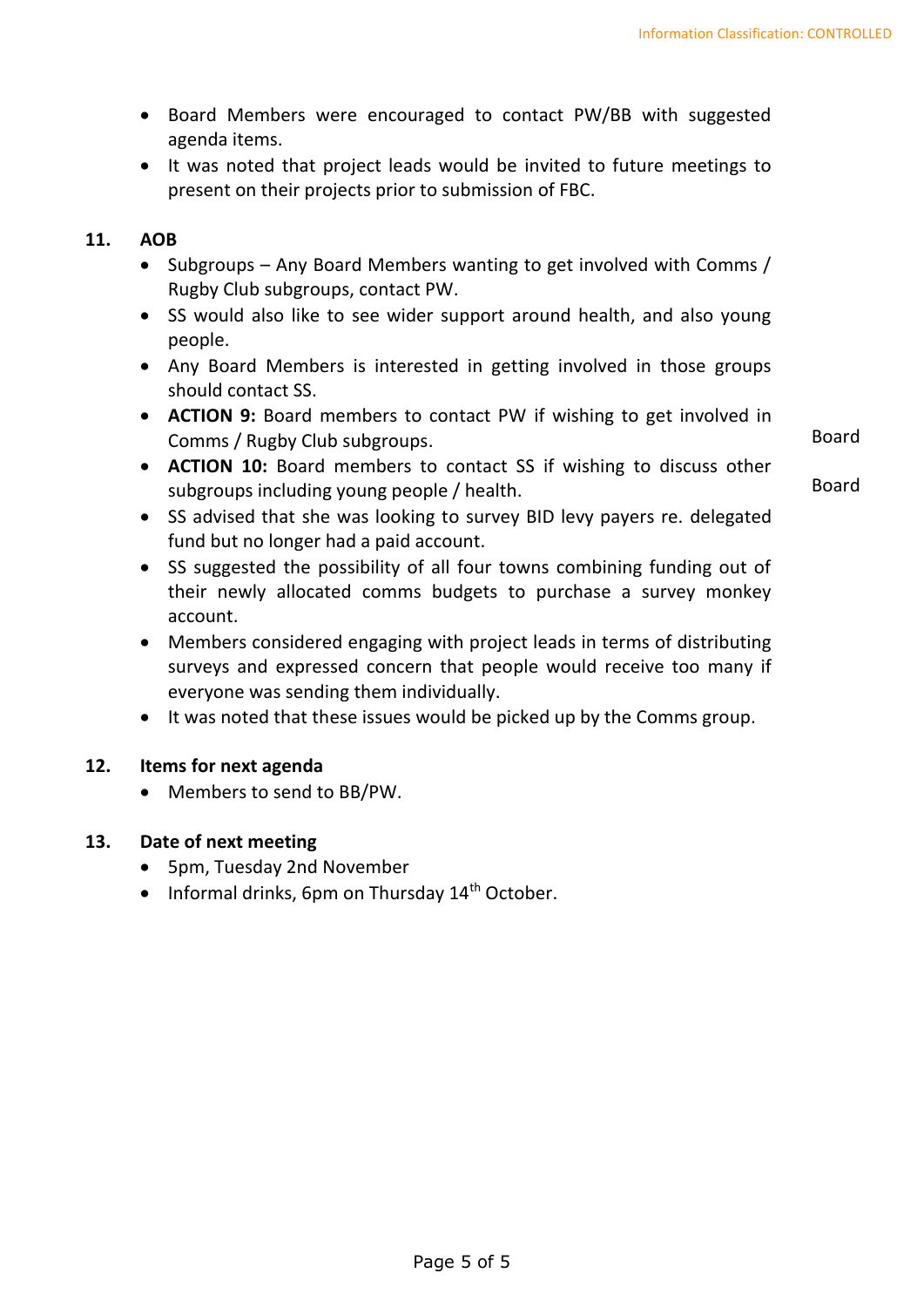- Board Members were encouraged to contact PW/BB with suggested agenda items.
- It was noted that project leads would be invited to future meetings to present on their projects prior to submission of FBC.

## 11. AOB

- Subgroups – Any Board Members wanting to get involved with Comms / Rugby Club subgroups, contact PW.
- SS would also like to see wider support around health, and also young people.
- Any Board Members is interested in getting involved in those groups should contact SS.
- **ACTION 9:** Board members to contact PW if wishing to get involved in Comms / Rugby Club subgroups. — Board
- **ACTION 10:** Board members to contact SS if wishing to discuss other subgroups including young people / health. — Board
- SS advised that she was looking to survey BID levy payers re. delegated fund but no longer had a paid account.
- SS suggested the possibility of all four towns combining funding out of their newly allocated comms budgets to purchase a survey monkey account.
- Members considered engaging with project leads in terms of distributing surveys and expressed concern that people would receive too many if everyone was sending them individually.
- It was noted that these issues would be picked up by the Comms group.

## 12. Items for next agenda

- Members to send to BB/PW.

## 13. Date of next meeting

- 5pm, Tuesday 2nd November
- Informal drinks, 6pm on Thursday 14th October.